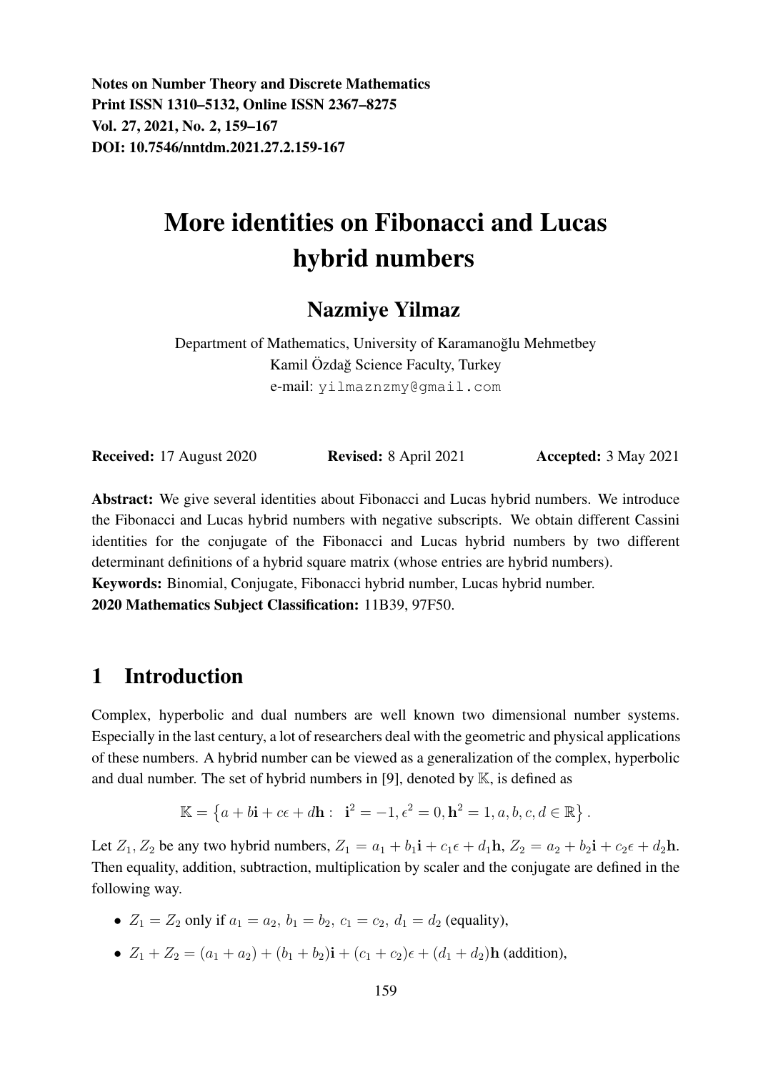**Notes on Number Theory and Discrete Mathematics**
**Print ISSN 1310–5132, Online ISSN 2367–8275**
**Vol. 27, 2021, No. 2, 159–167**
**DOI: 10.7546/nntdm.2021.27.2.159-167**

# More identities on Fibonacci and Lucas hybrid numbers

## Nazmiye Yilmaz

Department of Mathematics, University of Karamanoğlu Mehmetbey
Kamil Özdağ Science Faculty, Turkey
e-mail: yilmaznzmy@gmail.com

**Received:** 17 August 2020 **Revised:** 8 April 2021 **Accepted:** 3 May 2021

**Abstract:** We give several identities about Fibonacci and Lucas hybrid numbers. We introduce the Fibonacci and Lucas hybrid numbers with negative subscripts. We obtain different Cassini identities for the conjugate of the Fibonacci and Lucas hybrid numbers by two different determinant definitions of a hybrid square matrix (whose entries are hybrid numbers).
**Keywords:** Binomial, Conjugate, Fibonacci hybrid number, Lucas hybrid number.
**2020 Mathematics Subject Classification:** 11B39, 97F50.

## 1 Introduction

Complex, hyperbolic and dual numbers are well known two dimensional number systems. Especially in the last century, a lot of researchers deal with the geometric and physical applications of these numbers. A hybrid number can be viewed as a generalization of the complex, hyperbolic and dual number. The set of hybrid numbers in [9], denoted by $\mathbb{K}$, is defined as

$$\mathbb{K} = \left\{ a + b\mathbf{i} + c\epsilon + d\mathbf{h} : \ \mathbf{i}^2 = -1, \epsilon^2 = 0, \mathbf{h}^2 = 1, a, b, c, d \in \mathbb{R} \right\}.$$

Let $Z_1, Z_2$ be any two hybrid numbers, $Z_1 = a_1 + b_1\mathbf{i} + c_1\epsilon + d_1\mathbf{h}$, $Z_2 = a_2 + b_2\mathbf{i} + c_2\epsilon + d_2\mathbf{h}$. Then equality, addition, subtraction, multiplication by scaler and the conjugate are defined in the following way.

- $Z_1 = Z_2$ only if $a_1 = a_2,\ b_1 = b_2,\ c_1 = c_2,\ d_1 = d_2$ (equality),
- $Z_1 + Z_2 = (a_1 + a_2) + (b_1 + b_2)\mathbf{i} + (c_1 + c_2)\epsilon + (d_1 + d_2)\mathbf{h}$ (addition),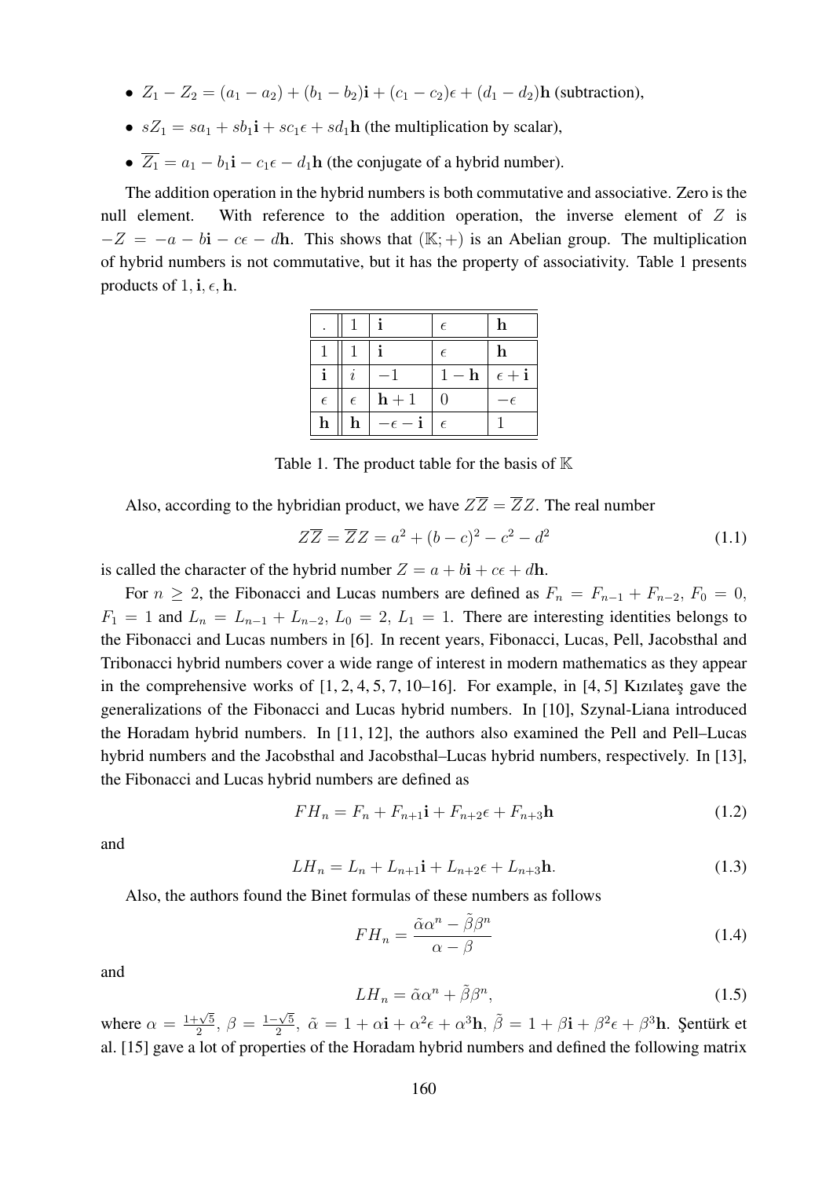- $Z_1 - Z_2 = (a_1 - a_2) + (b_1 - b_2)\mathbf{i} + (c_1 - c_2)\epsilon + (d_1 - d_2)\mathbf{h}$ (subtraction),
- $sZ_1 = sa_1 + sb_1\mathbf{i} + sc_1\epsilon + sd_1\mathbf{h}$ (the multiplication by scalar),
- $\overline{Z_1} = a_1 - b_1\mathbf{i} - c_1\epsilon - d_1\mathbf{h}$ (the conjugate of a hybrid number).

The addition operation in the hybrid numbers is both commutative and associative. Zero is the null element. With reference to the addition operation, the inverse element of $Z$ is $-Z = -a - b\mathbf{i} - c\epsilon - d\mathbf{h}$. This shows that $(\mathbb{K};+)$ is an Abelian group. The multiplication of hybrid numbers is not commutative, but it has the property of associativity. Table 1 presents products of $1, \mathbf{i}, \epsilon, \mathbf{h}$.

| $\cdot$ | $1$ | $\mathbf{i}$ | $\epsilon$ | $\mathbf{h}$ |
|---|---|---|---|---|
| $1$ | $1$ | $\mathbf{i}$ | $\epsilon$ | $\mathbf{h}$ |
| $\mathbf{i}$ | $i$ | $-1$ | $1-\mathbf{h}$ | $\epsilon+\mathbf{i}$ |
| $\epsilon$ | $\epsilon$ | $\mathbf{h}+1$ | $0$ | $-\epsilon$ |
| $\mathbf{h}$ | $\mathbf{h}$ | $-\epsilon-\mathbf{i}$ | $\epsilon$ | $1$ |

Table 1. The product table for the basis of $\mathbb{K}$

Also, according to the hybridian product, we have $Z\overline{Z} = \overline{Z}Z$. The real number

$$Z\overline{Z} = \overline{Z}Z = a^2 + (b-c)^2 - c^2 - d^2 \tag{1.1}$$

is called the character of the hybrid number $Z = a + b\mathbf{i} + c\epsilon + d\mathbf{h}$.

For $n \geq 2$, the Fibonacci and Lucas numbers are defined as $F_n = F_{n-1} + F_{n-2}$, $F_0 = 0$, $F_1 = 1$ and $L_n = L_{n-1} + L_{n-2}$, $L_0 = 2$, $L_1 = 1$. There are interesting identities belongs to the Fibonacci and Lucas numbers in [6]. In recent years, Fibonacci, Lucas, Pell, Jacobsthal and Tribonacci hybrid numbers cover a wide range of interest in modern mathematics as they appear in the comprehensive works of [1, 2, 4, 5, 7, 10–16]. For example, in [4, 5] Kızılateş gave the generalizations of the Fibonacci and Lucas hybrid numbers. In [10], Szynal-Liana introduced the Horadam hybrid numbers. In [11, 12], the authors also examined the Pell and Pell–Lucas hybrid numbers and the Jacobsthal and Jacobsthal–Lucas hybrid numbers, respectively. In [13], the Fibonacci and Lucas hybrid numbers are defined as

$$FH_n = F_n + F_{n+1}\mathbf{i} + F_{n+2}\epsilon + F_{n+3}\mathbf{h} \tag{1.2}$$

and

$$LH_n = L_n + L_{n+1}\mathbf{i} + L_{n+2}\epsilon + L_{n+3}\mathbf{h}. \tag{1.3}$$

Also, the authors found the Binet formulas of these numbers as follows

$$FH_n = \frac{\tilde{\alpha}\alpha^n - \tilde{\beta}\beta^n}{\alpha - \beta} \tag{1.4}$$

and

$$LH_n = \tilde{\alpha}\alpha^n + \tilde{\beta}\beta^n, \tag{1.5}$$

where $\alpha = \frac{1+\sqrt{5}}{2}$, $\beta = \frac{1-\sqrt{5}}{2}$, $\tilde{\alpha} = 1 + \alpha\mathbf{i} + \alpha^2\epsilon + \alpha^3\mathbf{h}$, $\tilde{\beta} = 1 + \beta\mathbf{i} + \beta^2\epsilon + \beta^3\mathbf{h}$. Şentürk et al. [15] gave a lot of properties of the Horadam hybrid numbers and defined the following matrix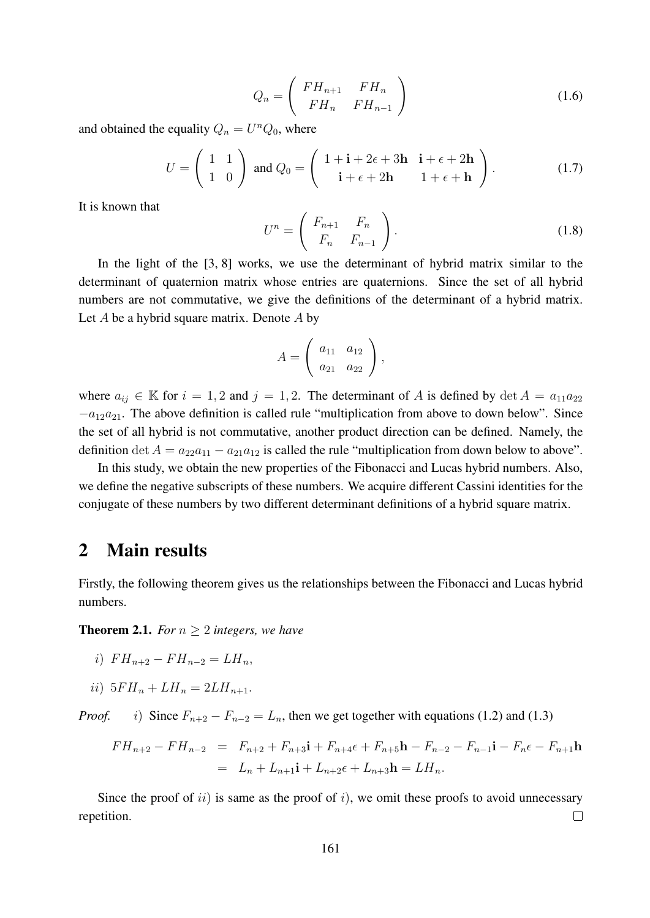$$Q_n = \left( \begin{array}{cc} FH_{n+1} & FH_n \\ FH_n & FH_{n-1} \end{array} \right) \tag{1.6}$$

and obtained the equality $Q_n = U^n Q_0$, where

$$U = \left( \begin{array}{cc} 1 & 1 \\ 1 & 0 \end{array} \right) \text{ and } Q_0 = \left( \begin{array}{cc} 1 + \mathbf{i} + 2\epsilon + 3\mathbf{h} & \mathbf{i} + \epsilon + 2\mathbf{h} \\ \mathbf{i} + \epsilon + 2\mathbf{h} & 1 + \epsilon + \mathbf{h} \end{array} \right). \tag{1.7}$$

It is known that

$$U^n = \left( \begin{array}{cc} F_{n+1} & F_n \\ F_n & F_{n-1} \end{array} \right). \tag{1.8}$$

In the light of the [3, 8] works, we use the determinant of hybrid matrix similar to the determinant of quaternion matrix whose entries are quaternions. Since the set of all hybrid numbers are not commutative, we give the definitions of the determinant of a hybrid matrix. Let $A$ be a hybrid square matrix. Denote $A$ by

$$A = \left( \begin{array}{cc} a_{11} & a_{12} \\ a_{21} & a_{22} \end{array} \right),$$

where $a_{ij} \in \mathbb{K}$ for $i = 1, 2$ and $j = 1, 2$. The determinant of $A$ is defined by $\det A = a_{11}a_{22} - a_{12}a_{21}$. The above definition is called rule "multiplication from above to down below". Since the set of all hybrid is not commutative, another product direction can be defined. Namely, the definition $\det A = a_{22}a_{11} - a_{21}a_{12}$ is called the rule "multiplication from down below to above".

In this study, we obtain the new properties of the Fibonacci and Lucas hybrid numbers. Also, we define the negative subscripts of these numbers. We acquire different Cassini identities for the conjugate of these numbers by two different determinant definitions of a hybrid square matrix.

## 2 Main results

Firstly, the following theorem gives us the relationships between the Fibonacci and Lucas hybrid numbers.

**Theorem 2.1.** *For $n \geq 2$ integers, we have*

*i)* $FH_{n+2} - FH_{n-2} = LH_n$,

*ii)* $5FH_n + LH_n = 2LH_{n+1}$.

*Proof.* *i)* Since $F_{n+2} - F_{n-2} = L_n$, then we get together with equations (1.2) and (1.3)

$$\begin{aligned} FH_{n+2} - FH_{n-2} &= F_{n+2} + F_{n+3}\mathbf{i} + F_{n+4}\epsilon + F_{n+5}\mathbf{h} - F_{n-2} - F_{n-1}\mathbf{i} - F_n\epsilon - F_{n+1}\mathbf{h} \\ &= L_n + L_{n+1}\mathbf{i} + L_{n+2}\epsilon + L_{n+3}\mathbf{h} = LH_n. \end{aligned}$$

Since the proof of *ii)* is same as the proof of *i)*, we omit these proofs to avoid unnecessary repetition. □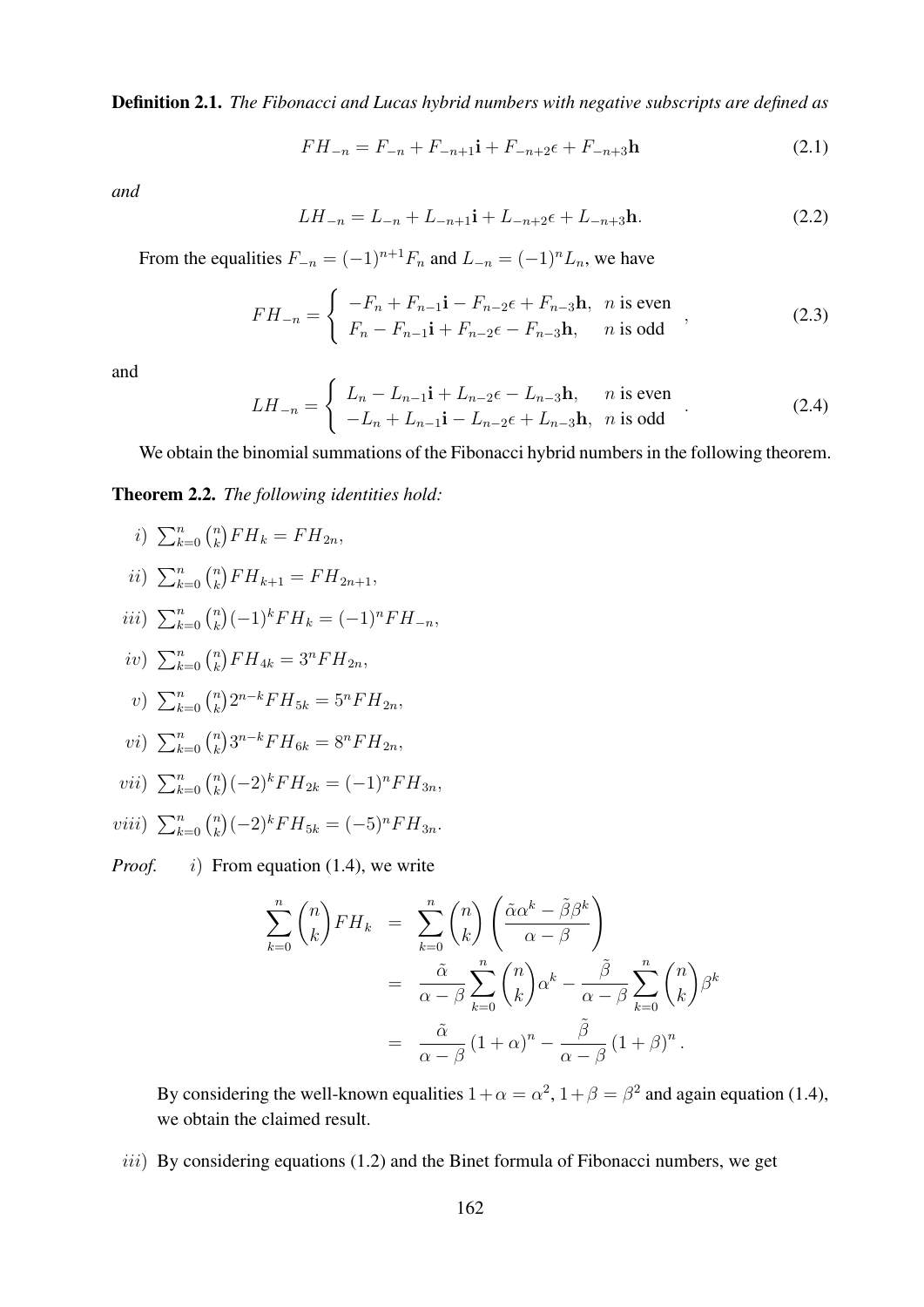**Definition 2.1.** *The Fibonacci and Lucas hybrid numbers with negative subscripts are defined as*

$$FH_{-n} = F_{-n} + F_{-n+1}\mathbf{i} + F_{-n+2}\epsilon + F_{-n+3}\mathbf{h} \tag{2.1}$$

*and*

$$LH_{-n} = L_{-n} + L_{-n+1}\mathbf{i} + L_{-n+2}\epsilon + L_{-n+3}\mathbf{h}. \tag{2.2}$$

From the equalities $F_{-n} = (-1)^{n+1}F_n$ and $L_{-n} = (-1)^n L_n$, we have

$$FH_{-n} = \begin{cases} -F_n + F_{n-1}\mathbf{i} - F_{n-2}\epsilon + F_{n-3}\mathbf{h}, & n \text{ is even} \\ F_n - F_{n-1}\mathbf{i} + F_{n-2}\epsilon - F_{n-3}\mathbf{h}, & n \text{ is odd} \end{cases}, \tag{2.3}$$

and

$$LH_{-n} = \begin{cases} L_n - L_{n-1}\mathbf{i} + L_{n-2}\epsilon - L_{n-3}\mathbf{h}, & n \text{ is even} \\ -L_n + L_{n-1}\mathbf{i} - L_{n-2}\epsilon + L_{n-3}\mathbf{h}, & n \text{ is odd} \end{cases}. \tag{2.4}$$

We obtain the binomial summations of the Fibonacci hybrid numbers in the following theorem.

**Theorem 2.2.** *The following identities hold:*

*i)* $\sum_{k=0}^{n} \binom{n}{k} FH_k = FH_{2n}$,

*ii)* $\sum_{k=0}^{n} \binom{n}{k} FH_{k+1} = FH_{2n+1}$,

*iii)* $\sum_{k=0}^{n} \binom{n}{k} (-1)^k FH_k = (-1)^n FH_{-n}$,

*iv)* $\sum_{k=0}^{n} \binom{n}{k} FH_{4k} = 3^n FH_{2n}$,

*v)* $\sum_{k=0}^{n} \binom{n}{k} 2^{n-k} FH_{5k} = 5^n FH_{2n}$,

*vi)* $\sum_{k=0}^{n} \binom{n}{k} 3^{n-k} FH_{6k} = 8^n FH_{2n}$,

*vii)* $\sum_{k=0}^{n} \binom{n}{k} (-2)^k FH_{2k} = (-1)^n FH_{3n}$,

*viii)* $\sum_{k=0}^{n} \binom{n}{k} (-2)^k FH_{5k} = (-5)^n FH_{3n}$.

*Proof.* *i)* From equation (1.4), we write

$$\begin{aligned}
\sum_{k=0}^{n} \binom{n}{k} FH_k &= \sum_{k=0}^{n} \binom{n}{k} \left( \frac{\tilde{\alpha}\alpha^k - \tilde{\beta}\beta^k}{\alpha - \beta} \right) \\
&= \frac{\tilde{\alpha}}{\alpha - \beta} \sum_{k=0}^{n} \binom{n}{k} \alpha^k - \frac{\tilde{\beta}}{\alpha - \beta} \sum_{k=0}^{n} \binom{n}{k} \beta^k \\
&= \frac{\tilde{\alpha}}{\alpha - \beta} (1+\alpha)^n - \frac{\tilde{\beta}}{\alpha - \beta} (1+\beta)^n.
\end{aligned}$$

By considering the well-known equalities $1+\alpha = \alpha^2$, $1+\beta = \beta^2$ and again equation (1.4), we obtain the claimed result.

*iii)* By considering equations (1.2) and the Binet formula of Fibonacci numbers, we get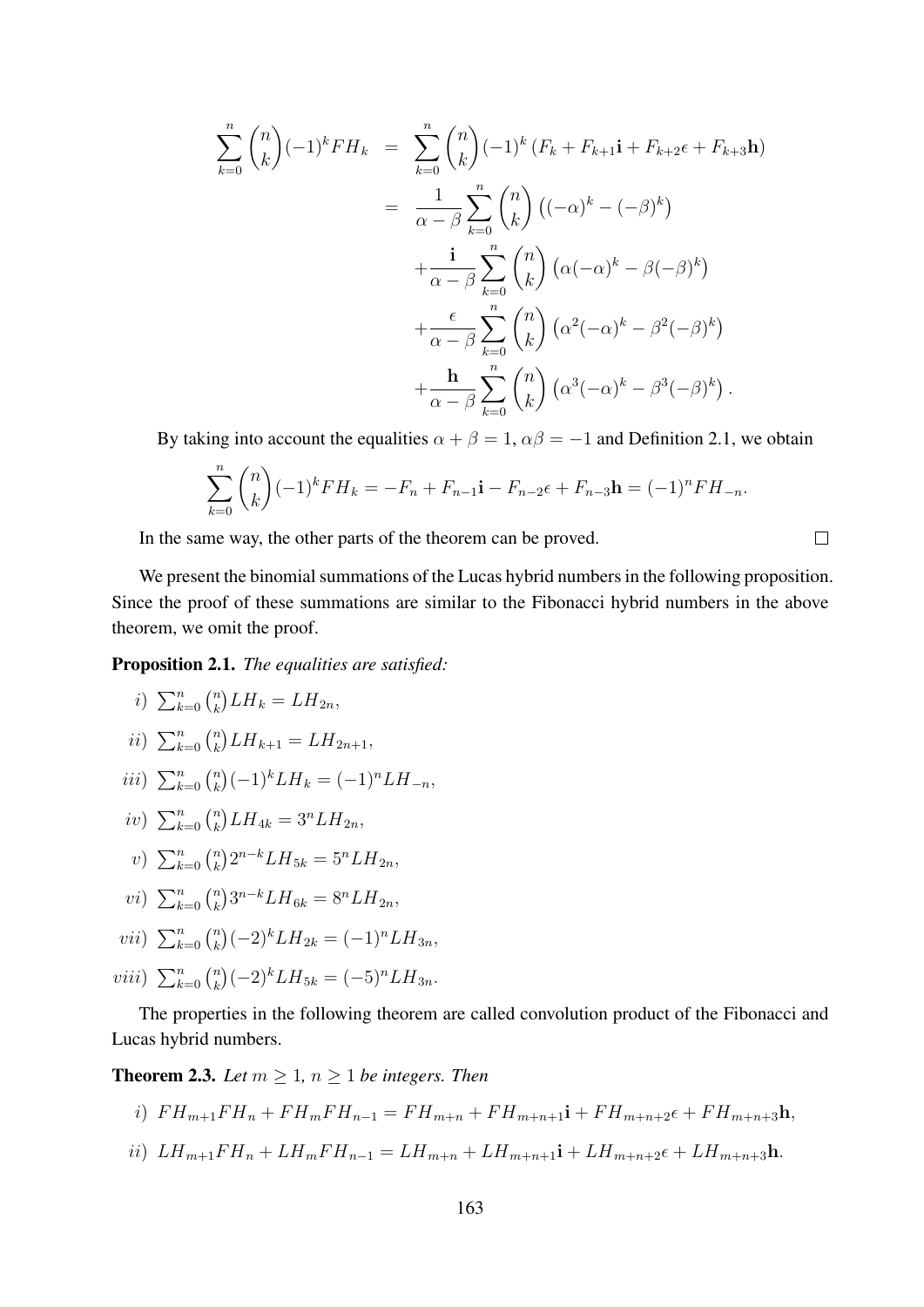$$
\begin{aligned}
\sum_{k=0}^{n}\binom{n}{k}(-1)^k FH_k &= \sum_{k=0}^{n}\binom{n}{k}(-1)^k\left(F_k+F_{k+1}\mathbf{i}+F_{k+2}\epsilon+F_{k+3}\mathbf{h}\right)\\
&= \frac{1}{\alpha-\beta}\sum_{k=0}^{n}\binom{n}{k}\left((-\alpha)^k-(-\beta)^k\right)\\
&\quad +\frac{\mathbf{i}}{\alpha-\beta}\sum_{k=0}^{n}\binom{n}{k}\left(\alpha(-\alpha)^k-\beta(-\beta)^k\right)\\
&\quad +\frac{\epsilon}{\alpha-\beta}\sum_{k=0}^{n}\binom{n}{k}\left(\alpha^2(-\alpha)^k-\beta^2(-\beta)^k\right)\\
&\quad +\frac{\mathbf{h}}{\alpha-\beta}\sum_{k=0}^{n}\binom{n}{k}\left(\alpha^3(-\alpha)^k-\beta^3(-\beta)^k\right).
\end{aligned}
$$

By taking into account the equalities $\alpha+\beta=1$, $\alpha\beta=-1$ and Definition 2.1, we obtain

$$
\sum_{k=0}^{n}\binom{n}{k}(-1)^k FH_k = -F_n+F_{n-1}\mathbf{i}-F_{n-2}\epsilon+F_{n-3}\mathbf{h}=(-1)^n FH_{-n}.
$$

In the same way, the other parts of the theorem can be proved. □

We present the binomial summations of the Lucas hybrid numbers in the following proposition. Since the proof of these summations are similar to the Fibonacci hybrid numbers in the above theorem, we omit the proof.

**Proposition 2.1.** *The equalities are satisfied:*

*i)* $\sum_{k=0}^{n}\binom{n}{k}LH_k = LH_{2n}$,

*ii)* $\sum_{k=0}^{n}\binom{n}{k}LH_{k+1} = LH_{2n+1}$,

*iii)* $\sum_{k=0}^{n}\binom{n}{k}(-1)^k LH_k = (-1)^n LH_{-n}$,

*iv)* $\sum_{k=0}^{n}\binom{n}{k}LH_{4k} = 3^n LH_{2n}$,

*v)* $\sum_{k=0}^{n}\binom{n}{k}2^{n-k}LH_{5k} = 5^n LH_{2n}$,

*vi)* $\sum_{k=0}^{n}\binom{n}{k}3^{n-k}LH_{6k} = 8^n LH_{2n}$,

*vii)* $\sum_{k=0}^{n}\binom{n}{k}(-2)^k LH_{2k} = (-1)^n LH_{3n}$,

*viii)* $\sum_{k=0}^{n}\binom{n}{k}(-2)^k LH_{5k} = (-5)^n LH_{3n}$.

The properties in the following theorem are called convolution product of the Fibonacci and Lucas hybrid numbers.

**Theorem 2.3.** *Let $m \geq 1$, $n \geq 1$ be integers. Then*

*i)* $FH_{m+1}FH_n + FH_m FH_{n-1} = FH_{m+n} + FH_{m+n+1}\mathbf{i} + FH_{m+n+2}\epsilon + FH_{m+n+3}\mathbf{h}$,

*ii)* $LH_{m+1}FH_n + LH_m FH_{n-1} = LH_{m+n} + LH_{m+n+1}\mathbf{i} + LH_{m+n+2}\epsilon + LH_{m+n+3}\mathbf{h}$.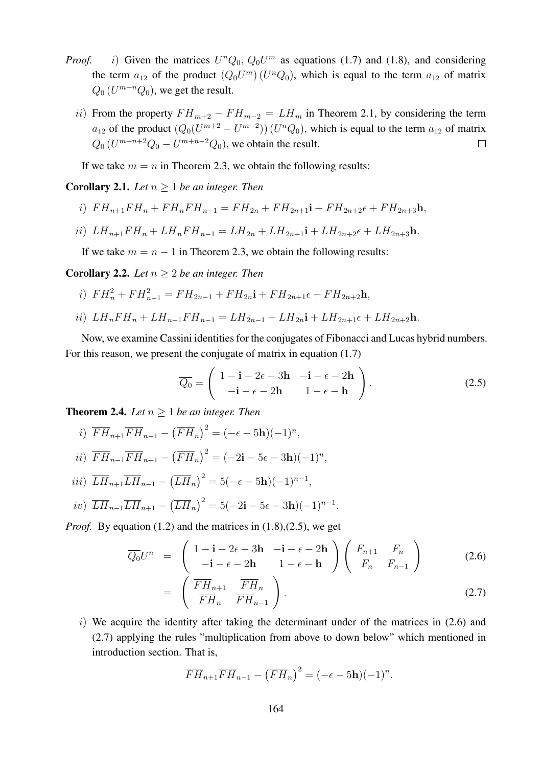*Proof.* $i)$ Given the matrices $U^nQ_0$, $Q_0U^m$ as equations (1.7) and (1.8), and considering the term $a_{12}$ of the product $(Q_0U^m)(U^nQ_0)$, which is equal to the term $a_{12}$ of matrix $Q_0(U^{m+n}Q_0)$, we get the result.

$ii)$ From the property $FH_{m+2} - FH_{m-2} = LH_m$ in Theorem 2.1, by considering the term $a_{12}$ of the product $(Q_0(U^{m+2} - U^{m-2}))(U^nQ_0)$, which is equal to the term $a_{12}$ of matrix $Q_0(U^{m+n+2}Q_0 - U^{m+n-2}Q_0)$, we obtain the result. □

If we take $m = n$ in Theorem 2.3, we obtain the following results:

**Corollary 2.1.** *Let $n \geq 1$ be an integer. Then*

$i)$ $FH_{n+1}FH_n + FH_nFH_{n-1} = FH_{2n} + FH_{2n+1}\mathbf{i} + FH_{2n+2}\epsilon + FH_{2n+3}\mathbf{h}$,

$ii)$ $LH_{n+1}FH_n + LH_nFH_{n-1} = LH_{2n} + LH_{2n+1}\mathbf{i} + LH_{2n+2}\epsilon + LH_{2n+3}\mathbf{h}$.

If we take $m = n - 1$ in Theorem 2.3, we obtain the following results:

**Corollary 2.2.** *Let $n \geq 2$ be an integer. Then*

$i)$ $FH_n^2 + FH_{n-1}^2 = FH_{2n-1} + FH_{2n}\mathbf{i} + FH_{2n+1}\epsilon + FH_{2n+2}\mathbf{h}$,

$ii)$ $LH_nFH_n + LH_{n-1}FH_{n-1} = LH_{2n-1} + LH_{2n}\mathbf{i} + LH_{2n+1}\epsilon + LH_{2n+2}\mathbf{h}$.

Now, we examine Cassini identities for the conjugates of Fibonacci and Lucas hybrid numbers. For this reason, we present the conjugate of matrix in equation (1.7)

$$\overline{Q_0} = \begin{pmatrix} 1 - \mathbf{i} - 2\epsilon - 3\mathbf{h} & -\mathbf{i} - \epsilon - 2\mathbf{h} \\ -\mathbf{i} - \epsilon - 2\mathbf{h} & 1 - \epsilon - \mathbf{h} \end{pmatrix}. \tag{2.5}$$

**Theorem 2.4.** *Let $n \geq 1$ be an integer. Then*

$i)$ $\overline{FH}_{n+1}\overline{FH}_{n-1} - \left(\overline{FH}_n\right)^2 = (-\epsilon - 5\mathbf{h})(-1)^n$,

$ii)$ $\overline{FH}_{n-1}\overline{FH}_{n+1} - \left(\overline{FH}_n\right)^2 = (-2\mathbf{i} - 5\epsilon - 3\mathbf{h})(-1)^n$,

$iii)$ $\overline{LH}_{n+1}\overline{LH}_{n-1} - \left(\overline{LH}_n\right)^2 = 5(-\epsilon - 5\mathbf{h})(-1)^{n-1}$,

$iv)$ $\overline{LH}_{n-1}\overline{LH}_{n+1} - \left(\overline{LH}_n\right)^2 = 5(-2\mathbf{i} - 5\epsilon - 3\mathbf{h})(-1)^{n-1}$.

*Proof.* By equation (1.2) and the matrices in (1.8),(2.5), we get

$$\overline{Q_0}U^n = \begin{pmatrix} 1 - \mathbf{i} - 2\epsilon - 3\mathbf{h} & -\mathbf{i} - \epsilon - 2\mathbf{h} \\ -\mathbf{i} - \epsilon - 2\mathbf{h} & 1 - \epsilon - \mathbf{h} \end{pmatrix} \begin{pmatrix} F_{n+1} & F_n \\ F_n & F_{n-1} \end{pmatrix} \tag{2.6}$$

$$= \begin{pmatrix} \overline{FH}_{n+1} & \overline{FH}_n \\ \overline{FH}_n & \overline{FH}_{n-1} \end{pmatrix}. \tag{2.7}$$

$i)$ We acquire the identity after taking the determinant under of the matrices in (2.6) and (2.7) applying the rules "multiplication from above to down below" which mentioned in introduction section. That is,

$$\overline{FH}_{n+1}\overline{FH}_{n-1} - \left(\overline{FH}_n\right)^2 = (-\epsilon - 5\mathbf{h})(-1)^n.$$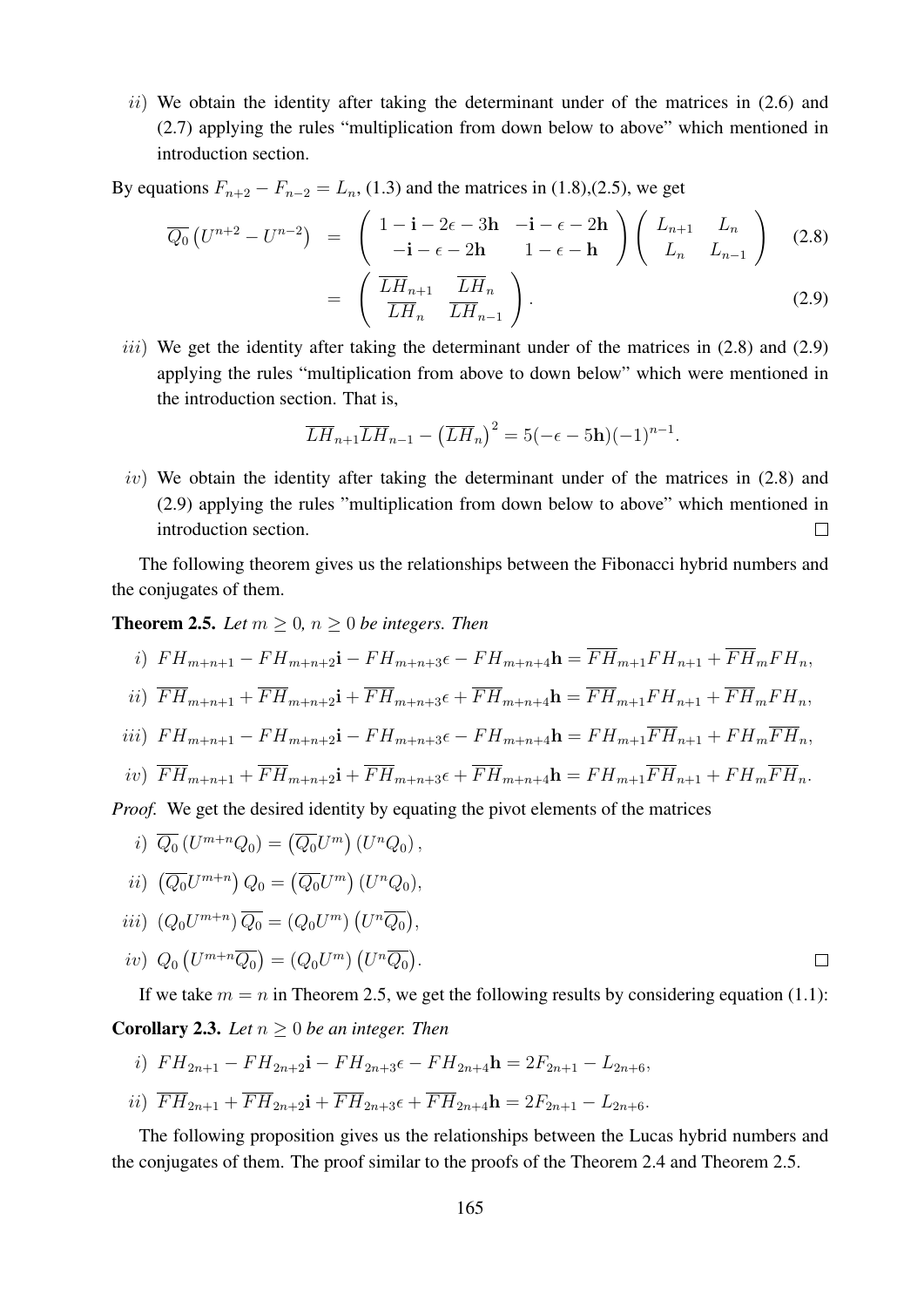*ii)* We obtain the identity after taking the determinant under of the matrices in (2.6) and (2.7) applying the rules "multiplication from down below to above" which mentioned in introduction section.

By equations $F_{n+2} - F_{n-2} = L_n$, (1.3) and the matrices in (1.8),(2.5), we get

$$\overline{Q_0}\left(U^{n+2} - U^{n-2}\right) = \begin{pmatrix} 1 - \mathbf{i} - 2\epsilon - 3\mathbf{h} & -\mathbf{i} - \epsilon - 2\mathbf{h} \\ -\mathbf{i} - \epsilon - 2\mathbf{h} & 1 - \epsilon - \mathbf{h} \end{pmatrix} \begin{pmatrix} L_{n+1} & L_n \\ L_n & L_{n-1} \end{pmatrix} \tag{2.8}$$

$$= \begin{pmatrix} \overline{LH}_{n+1} & \overline{LH}_n \\ \overline{LH}_n & \overline{LH}_{n-1} \end{pmatrix}. \tag{2.9}$$

*iii)* We get the identity after taking the determinant under of the matrices in (2.8) and (2.9) applying the rules "multiplication from above to down below" which were mentioned in the introduction section. That is,

$$\overline{LH}_{n+1}\overline{LH}_{n-1} - \left(\overline{LH}_n\right)^2 = 5(-\epsilon - 5\mathbf{h})(-1)^{n-1}.$$

*iv)* We obtain the identity after taking the determinant under of the matrices in (2.8) and (2.9) applying the rules "multiplication from down below to above" which mentioned in introduction section. □

The following theorem gives us the relationships between the Fibonacci hybrid numbers and the conjugates of them.

**Theorem 2.5.** *Let $m \geq 0$, $n \geq 0$ be integers. Then*

*i)* $FH_{m+n+1} - FH_{m+n+2}\mathbf{i} - FH_{m+n+3}\epsilon - FH_{m+n+4}\mathbf{h} = \overline{FH}_{m+1}FH_{n+1} + \overline{FH}_m FH_n$,

*ii)* $\overline{FH}_{m+n+1} + \overline{FH}_{m+n+2}\mathbf{i} + \overline{FH}_{m+n+3}\epsilon + \overline{FH}_{m+n+4}\mathbf{h} = \overline{FH}_{m+1}FH_{n+1} + \overline{FH}_m FH_n$,

*iii)* $FH_{m+n+1} - FH_{m+n+2}\mathbf{i} - FH_{m+n+3}\epsilon - FH_{m+n+4}\mathbf{h} = FH_{m+1}\overline{FH}_{n+1} + FH_m\overline{FH}_n$,

*iv)* $\overline{FH}_{m+n+1} + \overline{FH}_{m+n+2}\mathbf{i} + \overline{FH}_{m+n+3}\epsilon + \overline{FH}_{m+n+4}\mathbf{h} = FH_{m+1}\overline{FH}_{n+1} + FH_m\overline{FH}_n$.

*Proof.* We get the desired identity by equating the pivot elements of the matrices

*i)* $\overline{Q_0}\left(U^{m+n}Q_0\right) = \left(\overline{Q_0}U^m\right)\left(U^nQ_0\right)$,

*ii)* $\left(\overline{Q_0}U^{m+n}\right)Q_0 = \left(\overline{Q_0}U^m\right)\left(U^nQ_0\right)$,

*iii)* $\left(Q_0U^{m+n}\right)\overline{Q_0} = \left(Q_0U^m\right)\left(U^n\overline{Q_0}\right)$,

*iv)* $Q_0\left(U^{m+n}\overline{Q_0}\right) = \left(Q_0U^m\right)\left(U^n\overline{Q_0}\right)$. □

If we take $m = n$ in Theorem 2.5, we get the following results by considering equation (1.1):

**Corollary 2.3.** *Let $n \geq 0$ be an integer. Then*

*i)* $FH_{2n+1} - FH_{2n+2}\mathbf{i} - FH_{2n+3}\epsilon - FH_{2n+4}\mathbf{h} = 2F_{2n+1} - L_{2n+6}$,

*ii)* $\overline{FH}_{2n+1} + \overline{FH}_{2n+2}\mathbf{i} + \overline{FH}_{2n+3}\epsilon + \overline{FH}_{2n+4}\mathbf{h} = 2F_{2n+1} - L_{2n+6}$.

The following proposition gives us the relationships between the Lucas hybrid numbers and the conjugates of them. The proof similar to the proofs of the Theorem 2.4 and Theorem 2.5.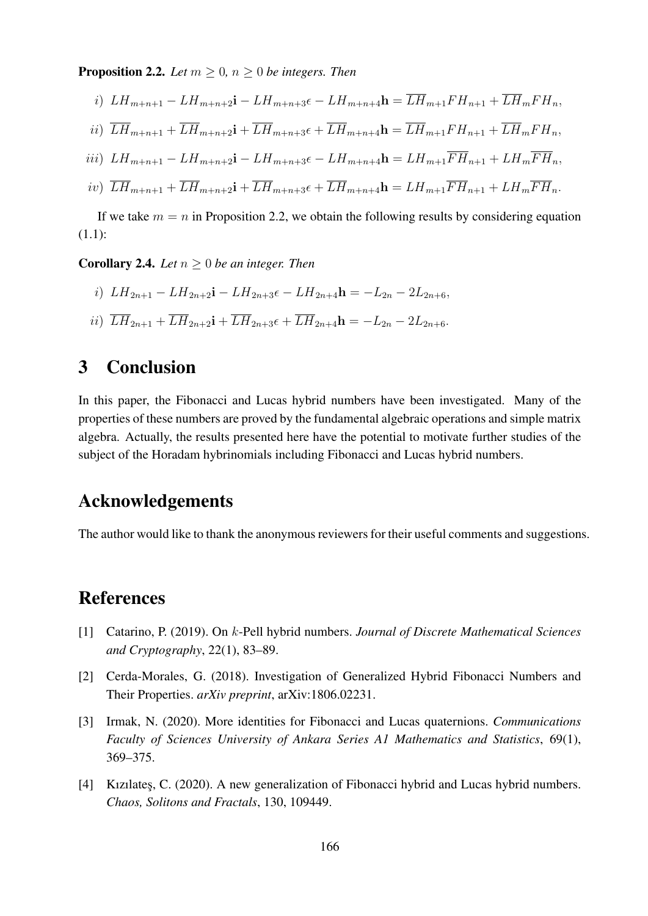**Proposition 2.2.** *Let $m \geq 0$, $n \geq 0$ be integers. Then*

$$i)\ LH_{m+n+1} - LH_{m+n+2}\mathbf{i} - LH_{m+n+3}\epsilon - LH_{m+n+4}\mathbf{h} = \overline{LH}_{m+1}FH_{n+1} + \overline{LH}_{m}FH_{n},$$

$$ii)\ \overline{LH}_{m+n+1} + \overline{LH}_{m+n+2}\mathbf{i} + \overline{LH}_{m+n+3}\epsilon + \overline{LH}_{m+n+4}\mathbf{h} = \overline{LH}_{m+1}FH_{n+1} + \overline{LH}_{m}FH_{n},$$

$$iii)\ LH_{m+n+1} - LH_{m+n+2}\mathbf{i} - LH_{m+n+3}\epsilon - LH_{m+n+4}\mathbf{h} = LH_{m+1}\overline{FH}_{n+1} + LH_{m}\overline{FH}_{n},$$

$$iv)\ \overline{LH}_{m+n+1} + \overline{LH}_{m+n+2}\mathbf{i} + \overline{LH}_{m+n+3}\epsilon + \overline{LH}_{m+n+4}\mathbf{h} = LH_{m+1}\overline{FH}_{n+1} + LH_{m}\overline{FH}_{n}.$$

If we take $m = n$ in Proposition 2.2, we obtain the following results by considering equation (1.1):

**Corollary 2.4.** *Let $n \geq 0$ be an integer. Then*

$$i)\ LH_{2n+1} - LH_{2n+2}\mathbf{i} - LH_{2n+3}\epsilon - LH_{2n+4}\mathbf{h} = -L_{2n} - 2L_{2n+6},$$

$$ii)\ \overline{LH}_{2n+1} + \overline{LH}_{2n+2}\mathbf{i} + \overline{LH}_{2n+3}\epsilon + \overline{LH}_{2n+4}\mathbf{h} = -L_{2n} - 2L_{2n+6}.$$

# 3 Conclusion

In this paper, the Fibonacci and Lucas hybrid numbers have been investigated. Many of the properties of these numbers are proved by the fundamental algebraic operations and simple matrix algebra. Actually, the results presented here have the potential to motivate further studies of the subject of the Horadam hybrinomials including Fibonacci and Lucas hybrid numbers.

# Acknowledgements

The author would like to thank the anonymous reviewers for their useful comments and suggestions.

# References

[1] Catarino, P. (2019). On $k$-Pell hybrid numbers. *Journal of Discrete Mathematical Sciences and Cryptography*, 22(1), 83–89.

[2] Cerda-Morales, G. (2018). Investigation of Generalized Hybrid Fibonacci Numbers and Their Properties. *arXiv preprint*, arXiv:1806.02231.

[3] Irmak, N. (2020). More identities for Fibonacci and Lucas quaternions. *Communications Faculty of Sciences University of Ankara Series A1 Mathematics and Statistics*, 69(1), 369–375.

[4] Kızılateş, C. (2020). A new generalization of Fibonacci hybrid and Lucas hybrid numbers. *Chaos, Solitons and Fractals*, 130, 109449.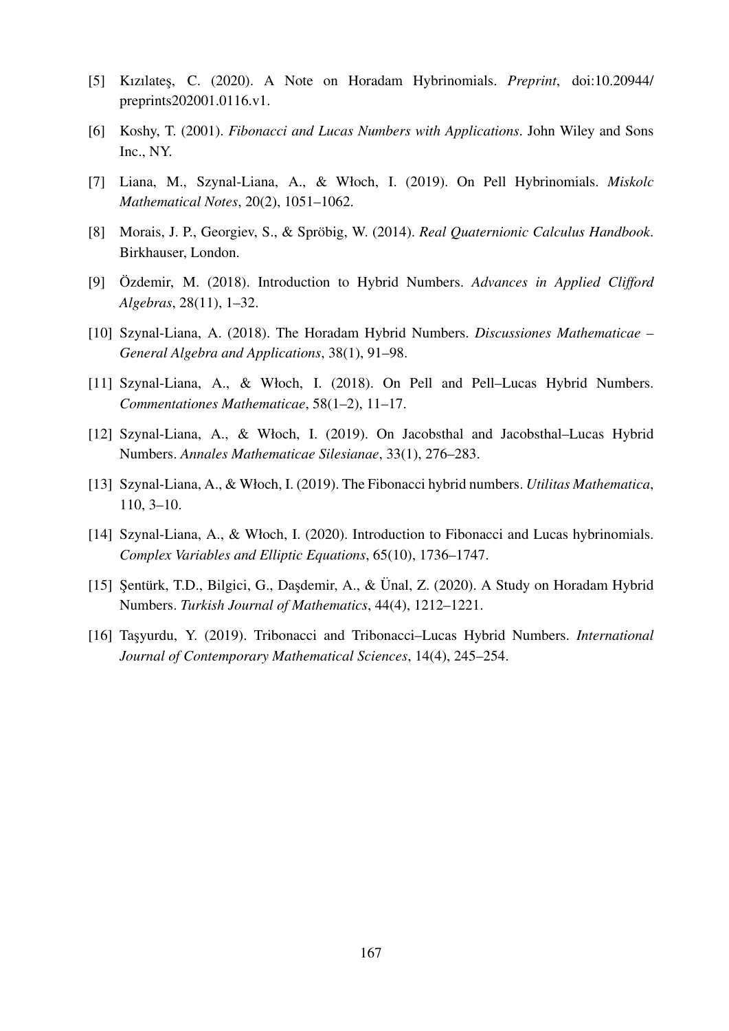[5] Kızılateş, C. (2020). A Note on Horadam Hybrinomials. *Preprint*, doi:10.20944/preprints202001.0116.v1.

[6] Koshy, T. (2001). *Fibonacci and Lucas Numbers with Applications*. John Wiley and Sons Inc., NY.

[7] Liana, M., Szynal-Liana, A., & Włoch, I. (2019). On Pell Hybrinomials. *Miskolc Mathematical Notes*, 20(2), 1051–1062.

[8] Morais, J. P., Georgiev, S., & Spröbig, W. (2014). *Real Quaternionic Calculus Handbook*. Birkhauser, London.

[9] Özdemir, M. (2018). Introduction to Hybrid Numbers. *Advances in Applied Clifford Algebras*, 28(11), 1–32.

[10] Szynal-Liana, A. (2018). The Horadam Hybrid Numbers. *Discussiones Mathematicae – General Algebra and Applications*, 38(1), 91–98.

[11] Szynal-Liana, A., & Włoch, I. (2018). On Pell and Pell–Lucas Hybrid Numbers. *Commentationes Mathematicae*, 58(1–2), 11–17.

[12] Szynal-Liana, A., & Włoch, I. (2019). On Jacobsthal and Jacobsthal–Lucas Hybrid Numbers. *Annales Mathematicae Silesianae*, 33(1), 276–283.

[13] Szynal-Liana, A., & Włoch, I. (2019). The Fibonacci hybrid numbers. *Utilitas Mathematica*, 110, 3–10.

[14] Szynal-Liana, A., & Włoch, I. (2020). Introduction to Fibonacci and Lucas hybrinomials. *Complex Variables and Elliptic Equations*, 65(10), 1736–1747.

[15] Şentürk, T.D., Bilgici, G., Daşdemir, A., & Ünal, Z. (2020). A Study on Horadam Hybrid Numbers. *Turkish Journal of Mathematics*, 44(4), 1212–1221.

[16] Taşyurdu, Y. (2019). Tribonacci and Tribonacci–Lucas Hybrid Numbers. *International Journal of Contemporary Mathematical Sciences*, 14(4), 245–254.